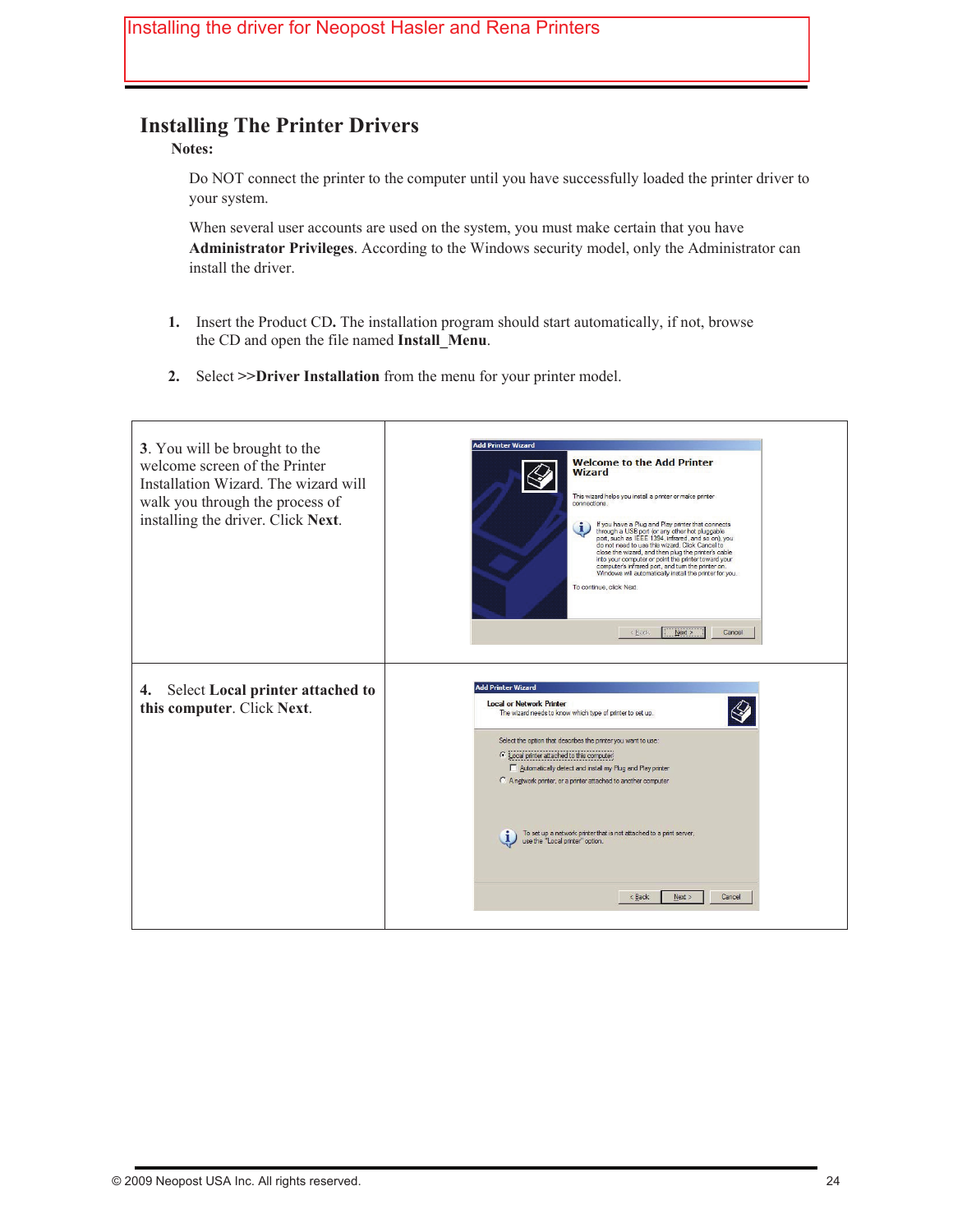# Installing the driver for Neopost Hasler and Rena Printers

## Installing The Printer Drivers

**Notes:**

Do NOT connect the printer to the computer until you have successfully loaded the printer driver to your system.

When several user accounts are used on the system, you must make certain that you have **Administrator Privileges**. According to the Windows security model, only the Administrator can install the driver.

1. Insert the Product CD**.** The installation program should start automatically, if not, browse the CD and open the file named **Install_Menu**.

2. Select >>**Driver Installation** from the menu for your printer model.

| | |
|---|---|
| 3. You will be brought to the welcome screen of the Printer Installation Wizard. The wizard will walk you through the process of installing the driver. Click **Next**. | |
| **4.** Select **Local printer attached to this computer**. Click **Next**. | |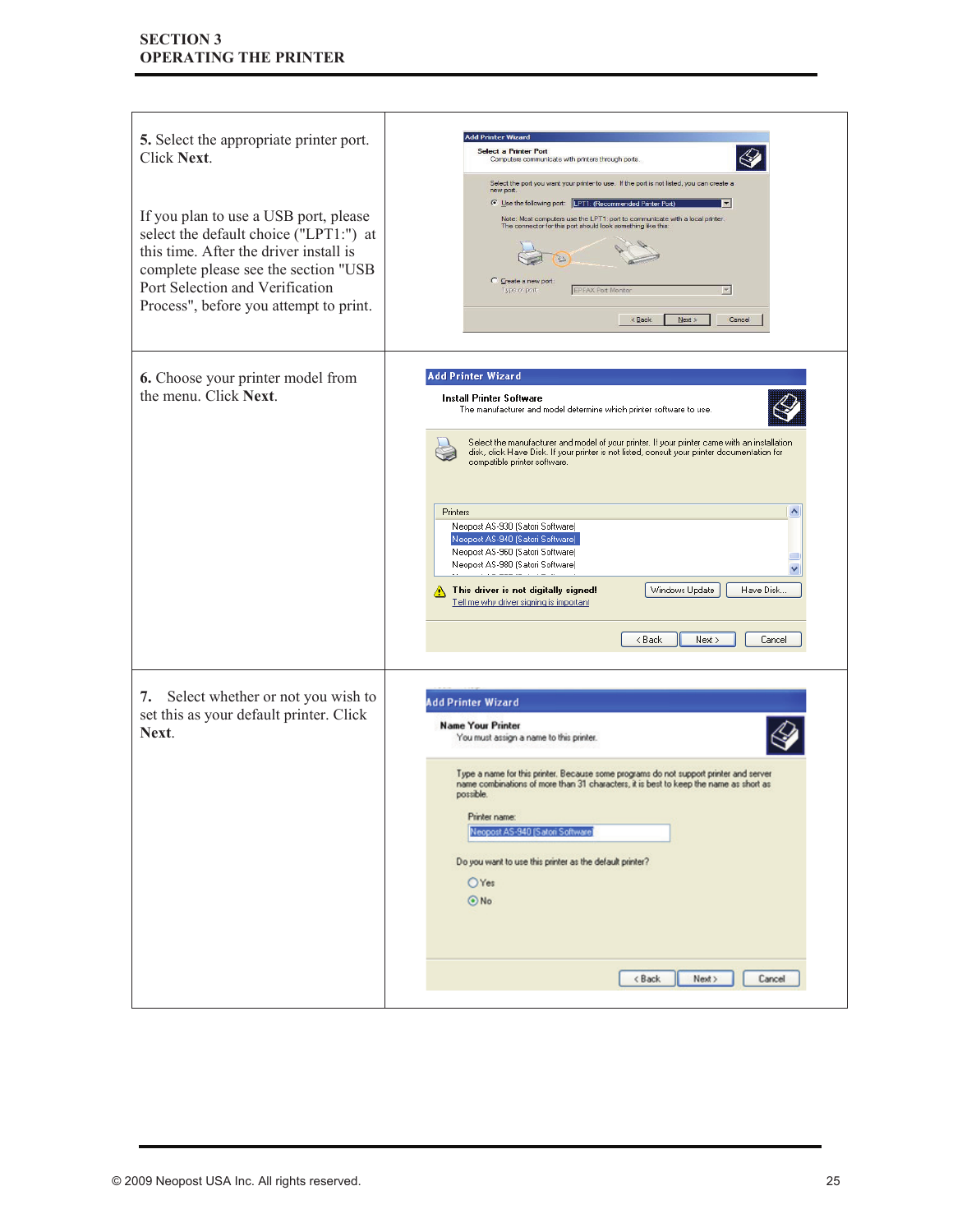| | |
|---|---|
| **5.** Select the appropriate printer port. Click **Next**.<br><br>If you plan to use a USB port, please select the default choice ("LPT1:") at this time. After the driver install is complete please see the section "USB Port Selection and Verification Process", before you attempt to print. | |
| **6.** Choose your printer model from the menu. Click **Next**. | |
| **7.** Select whether or not you wish to set this as your default printer. Click **Next**. | |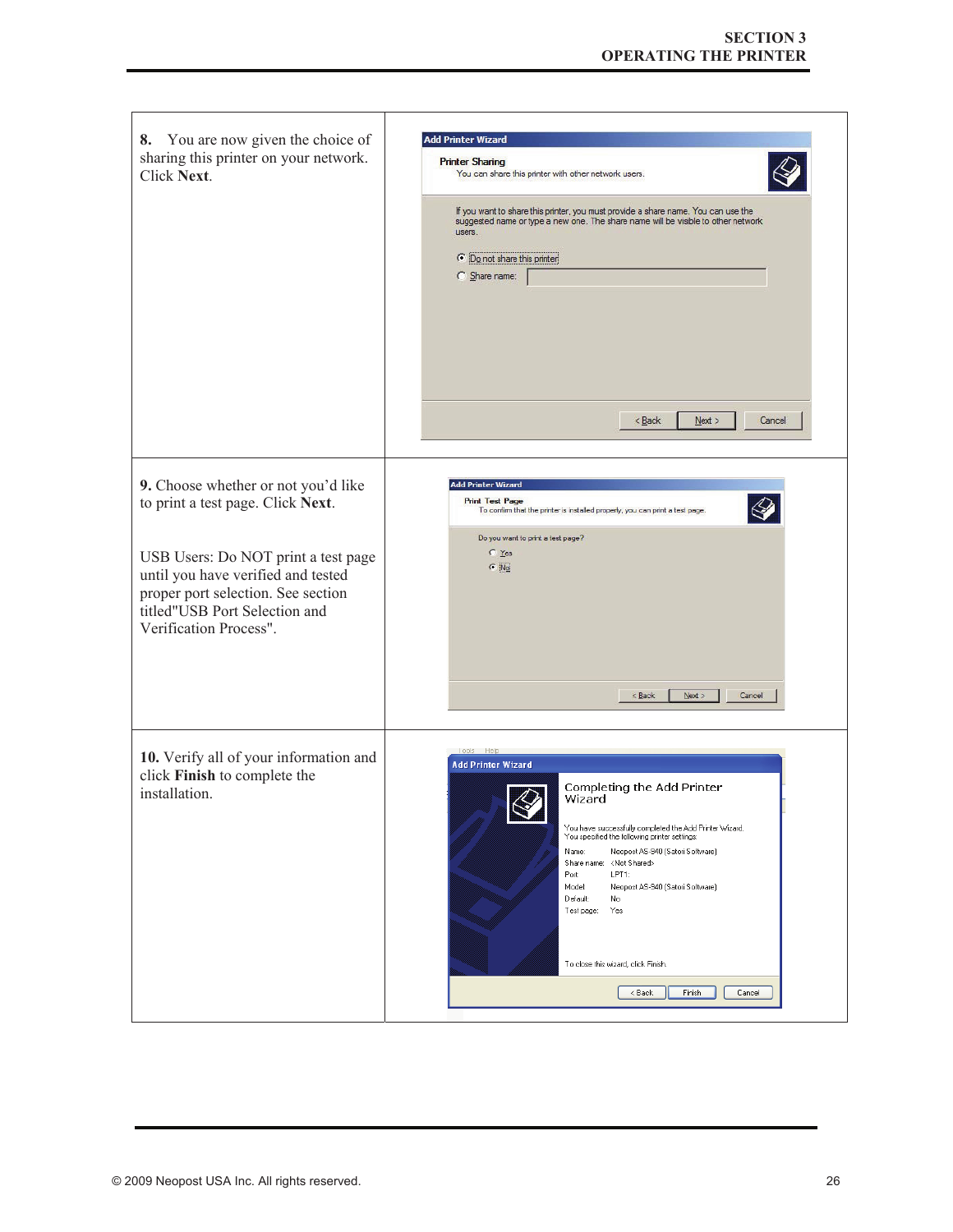| | |
|---|---|
| **8.** You are now given the choice of sharing this printer on your network. Click **Next**. | |
| **9.** Choose whether or not you'd like to print a test page. Click **Next**.<br><br>USB Users: Do NOT print a test page until you have verified and tested proper port selection. See section titled"USB Port Selection and Verification Process". | |
| **10.** Verify all of your information and click **Finish** to complete the installation. | |

© 2009 Neopost USA Inc. All rights reserved.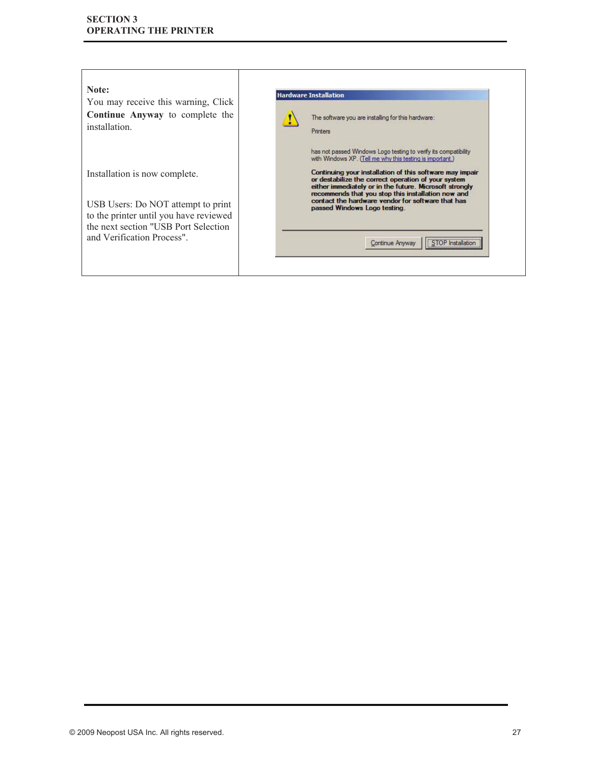| | |
|---|---|
| **Note:**<br>You may receive this warning, Click **Continue Anyway** to complete the installation.<br><br>Installation is now complete.<br><br>USB Users: Do NOT attempt to print to the printer until you have reviewed the next section "USB Port Selection and Verification Process". | **Hardware Installation**<br><br>The software you are installing for this hardware:<br><br>Printers<br><br>has not passed Windows Logo testing to verify its compatibility with Windows XP. (Tell me why this testing is important.)<br><br>**Continuing your installation of this software may impair or destabilize the correct operation of your system either immediately or in the future. Microsoft strongly recommends that you stop this installation now and contact the hardware vendor for software that has passed Windows Logo testing.**<br><br>Continue Anyway  STOP Installation |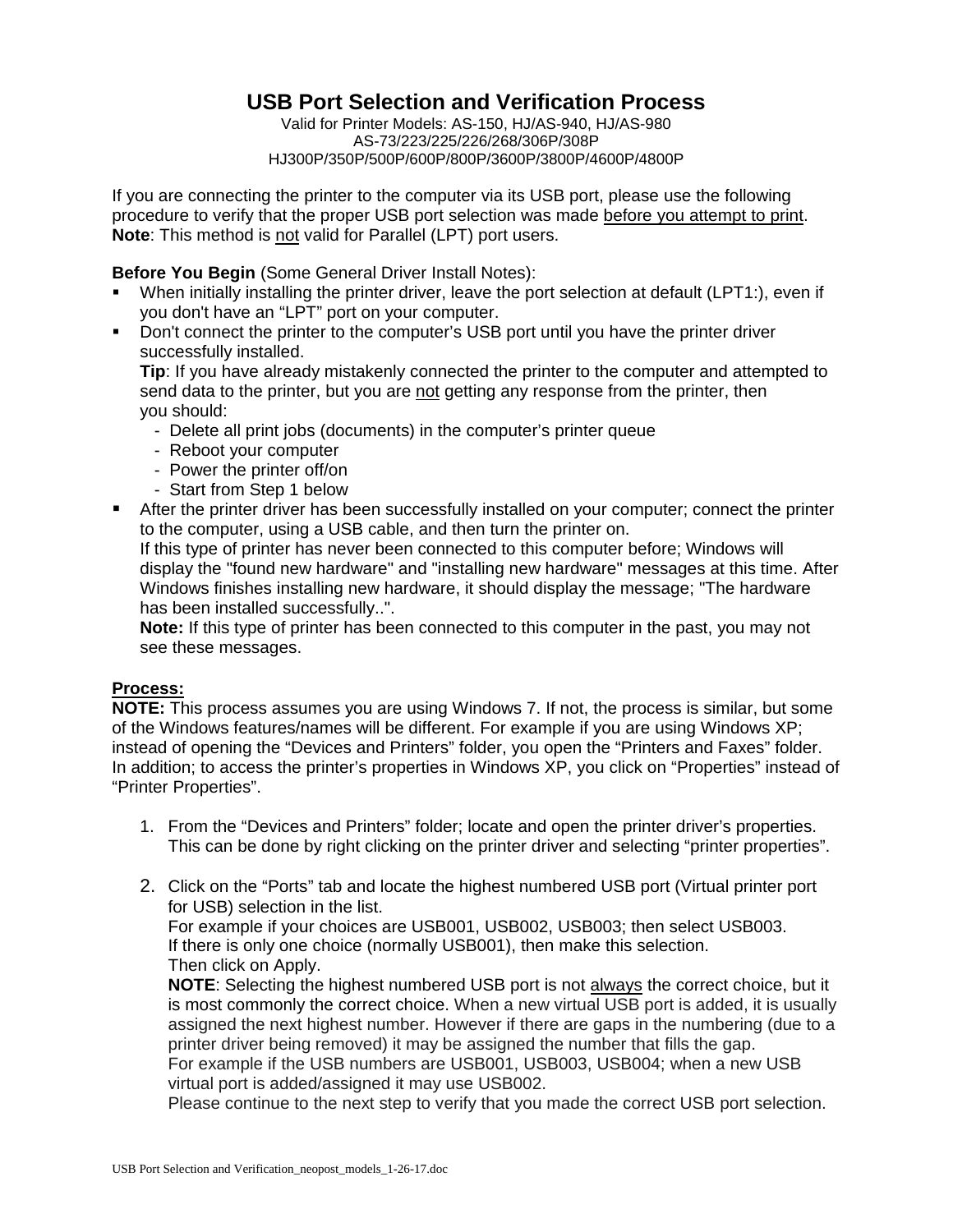# USB Port Selection and Verification Process

Valid for Printer Models: AS-150, HJ/AS-940, HJ/AS-980
AS-73/223/225/226/268/306P/308P
HJ300P/350P/500P/600P/800P/3600P/3800P/4600P/4800P

If you are connecting the printer to the computer via its USB port, please use the following procedure to verify that the proper USB port selection was made <u>before you attempt to print</u>.
**Note**: This method is <u>not</u> valid for Parallel (LPT) port users.

**Before You Begin** (Some General Driver Install Notes):

- When initially installing the printer driver, leave the port selection at default (LPT1:), even if you don't have an "LPT" port on your computer.
- Don't connect the printer to the computer's USB port until you have the printer driver successfully installed.
  **Tip**: If you have already mistakenly connected the printer to the computer and attempted to send data to the printer, but you are <u>not</u> getting any response from the printer, then you should:
  - Delete all print jobs (documents) in the computer's printer queue
  - Reboot your computer
  - Power the printer off/on
  - Start from Step 1 below
- After the printer driver has been successfully installed on your computer; connect the printer to the computer, using a USB cable, and then turn the printer on.
  If this type of printer has never been connected to this computer before; Windows will display the "found new hardware" and "installing new hardware" messages at this time. After Windows finishes installing new hardware, it should display the message; "The hardware has been installed successfully..".
  **Note:** If this type of printer has been connected to this computer in the past, you may not see these messages.

**<u>Process:</u>**
**NOTE:** This process assumes you are using Windows 7. If not, the process is similar, but some of the Windows features/names will be different. For example if you are using Windows XP; instead of opening the "Devices and Printers" folder, you open the "Printers and Faxes" folder. In addition; to access the printer's properties in Windows XP, you click on "Properties" instead of "Printer Properties".

1. From the "Devices and Printers" folder; locate and open the printer driver's properties. This can be done by right clicking on the printer driver and selecting "printer properties".

2. Click on the "Ports" tab and locate the highest numbered USB port (Virtual printer port for USB) selection in the list.
   For example if your choices are USB001, USB002, USB003; then select USB003.
   If there is only one choice (normally USB001), then make this selection.
   Then click on Apply.
   **NOTE**: Selecting the highest numbered USB port is not <u>always</u> the correct choice, but it is most commonly the correct choice. When a new virtual USB port is added, it is usually assigned the next highest number. However if there are gaps in the numbering (due to a printer driver being removed) it may be assigned the number that fills the gap.
   For example if the USB numbers are USB001, USB003, USB004; when a new USB virtual port is added/assigned it may use USB002.
   Please continue to the next step to verify that you made the correct USB port selection.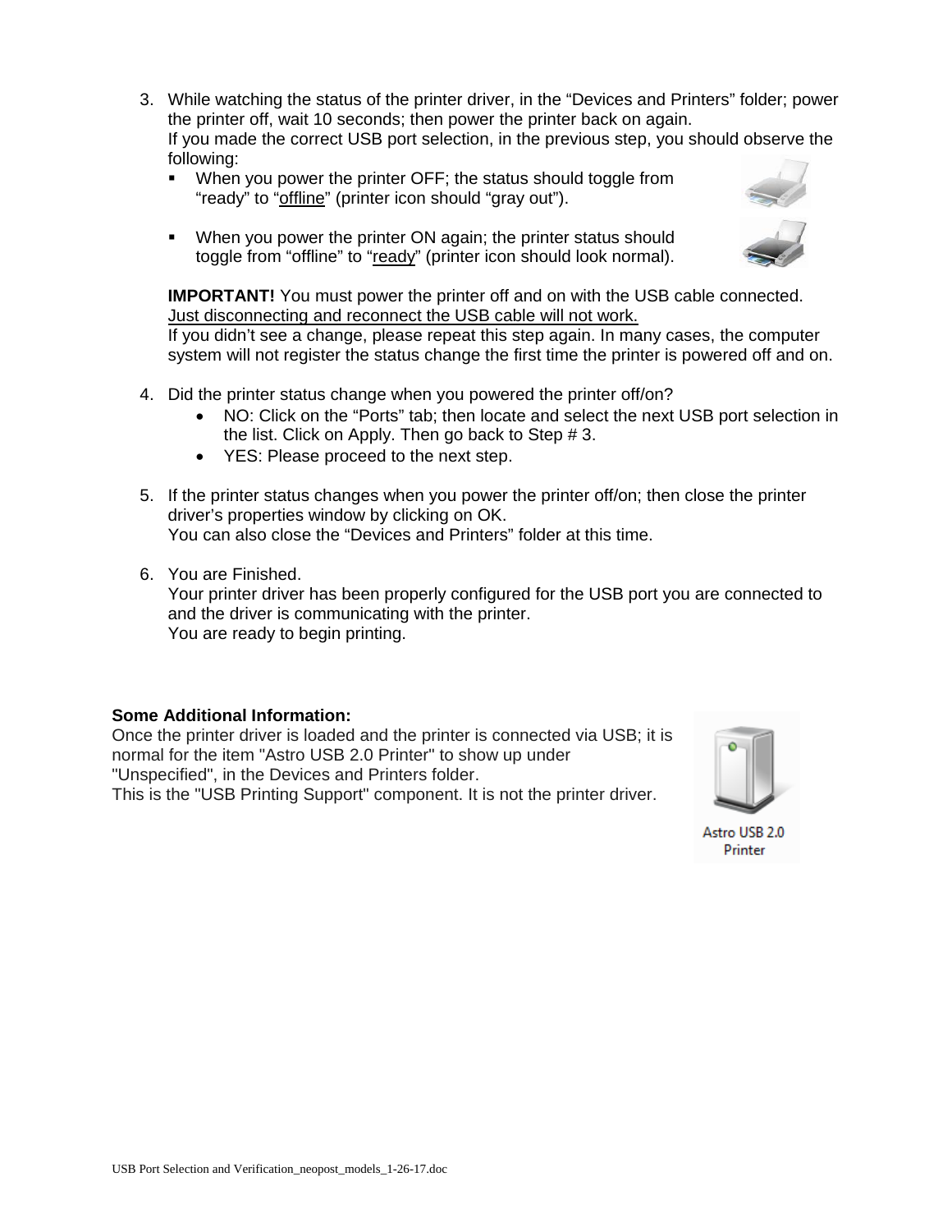3. While watching the status of the printer driver, in the “Devices and Printers” folder; power the printer off, wait 10 seconds; then power the printer back on again.
   If you made the correct USB port selection, in the previous step, you should observe the following:
   - When you power the printer OFF; the status should toggle from “ready” to “offline” (printer icon should “gray out”).
   - When you power the printer ON again; the printer status should toggle from “offline” to “ready” (printer icon should look normal).

   **IMPORTANT!** You must power the printer off and on with the USB cable connected. Just disconnecting and reconnect the USB cable will not work.
   If you didn’t see a change, please repeat this step again. In many cases, the computer system will not register the status change the first time the printer is powered off and on.

4. Did the printer status change when you powered the printer off/on?
   - NO: Click on the “Ports” tab; then locate and select the next USB port selection in the list. Click on Apply. Then go back to Step # 3.
   - YES: Please proceed to the next step.

5. If the printer status changes when you power the printer off/on; then close the printer driver’s properties window by clicking on OK.
   You can also close the “Devices and Printers” folder at this time.

6. You are Finished.
   Your printer driver has been properly configured for the USB port you are connected to and the driver is communicating with the printer.
   You are ready to begin printing.

**Some Additional Information:**

Once the printer driver is loaded and the printer is connected via USB; it is normal for the item "Astro USB 2.0 Printer" to show up under "Unspecified", in the Devices and Printers folder.
This is the "USB Printing Support" component. It is not the printer driver.

Astro USB 2.0 Printer